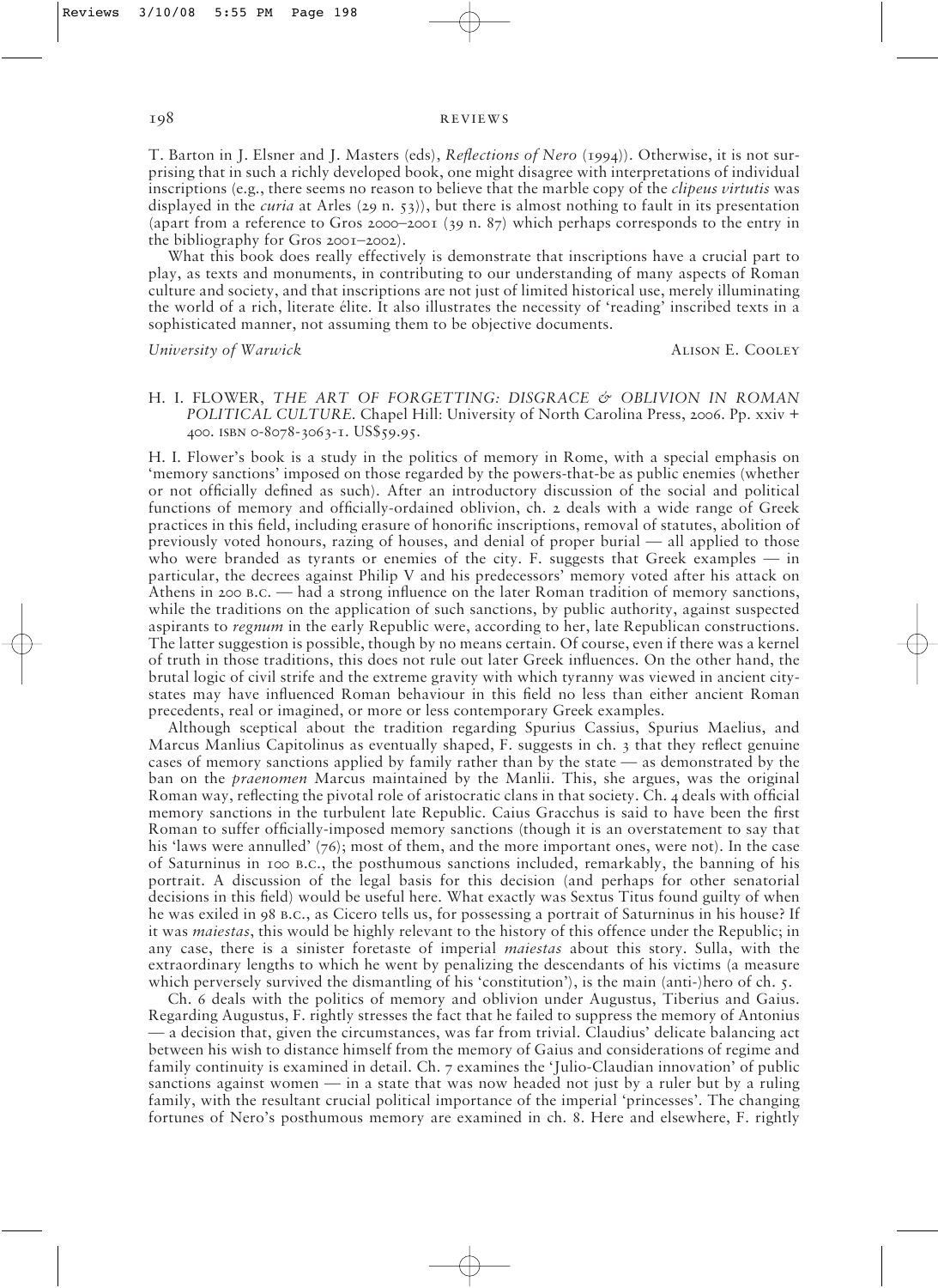T. Barton in J. Elsner and J. Masters (eds), *Reflections of Nero* (1994)). Otherwise, it is not surprising that in such a richly developed book, one might disagree with interpretations of individual inscriptions (e.g., there seems no reason to believe that the marble copy of the *clipeus virtutis* was displayed in the *curia* at Arles (29 n. 53)), but there is almost nothing to fault in its presentation (apart from a reference to Gros 2000–2001 (39 n. 87) which perhaps corresponds to the entry in the bibliography for Gros 2001–2002).

What this book does really effectively is demonstrate that inscriptions have a crucial part to play, as texts and monuments, in contributing to our understanding of many aspects of Roman culture and society, and that inscriptions are not just of limited historical use, merely illuminating the world of a rich, literate élite. It also illustrates the necessity of 'reading' inscribed texts in a sophisticated manner, not assuming them to be objective documents.

*University of Warwick* ALISON E. COOLEY

H. I. FLOWER, *THE ART OF FORGETTING: DISGRACE & OBLIVION IN ROMAN POLITICAL CULTURE.* Chapel Hill: University of North Carolina Press, 2006. Pp. xxiv + 400. ISBN 0-8078-3063-1. US$59.95.

H. I. Flower's book is a study in the politics of memory in Rome, with a special emphasis on 'memory sanctions' imposed on those regarded by the powers-that-be as public enemies (whether or not officially defined as such). After an introductory discussion of the social and political functions of memory and officially-ordained oblivion, ch. 2 deals with a wide range of Greek practices in this field, including erasure of honorific inscriptions, removal of statutes, abolition of previously voted honours, razing of houses, and denial of proper burial — all applied to those who were branded as tyrants or enemies of the city. F. suggests that Greek examples — in particular, the decrees against Philip V and his predecessors' memory voted after his attack on Athens in 200 B.C. — had a strong influence on the later Roman tradition of memory sanctions, while the traditions on the application of such sanctions, by public authority, against suspected aspirants to *regnum* in the early Republic were, according to her, late Republican constructions. The latter suggestion is possible, though by no means certain. Of course, even if there was a kernel of truth in those traditions, this does not rule out later Greek influences. On the other hand, the brutal logic of civil strife and the extreme gravity with which tyranny was viewed in ancient city-states may have influenced Roman behaviour in this field no less than either ancient Roman precedents, real or imagined, or more or less contemporary Greek examples.

Although sceptical about the tradition regarding Spurius Cassius, Spurius Maelius, and Marcus Manlius Capitolinus as eventually shaped, F. suggests in ch. 3 that they reflect genuine cases of memory sanctions applied by family rather than by the state — as demonstrated by the ban on the *praenomen* Marcus maintained by the Manlii. This, she argues, was the original Roman way, reflecting the pivotal role of aristocratic clans in that society. Ch. 4 deals with official memory sanctions in the turbulent late Republic. Caius Gracchus is said to have been the first Roman to suffer officially-imposed memory sanctions (though it is an overstatement to say that his 'laws were annulled' (76); most of them, and the more important ones, were not). In the case of Saturninus in 100 B.C., the posthumous sanctions included, remarkably, the banning of his portrait. A discussion of the legal basis for this decision (and perhaps for other senatorial decisions in this field) would be useful here. What exactly was Sextus Titus found guilty of when he was exiled in 98 B.C., as Cicero tells us, for possessing a portrait of Saturninus in his house? If it was *maiestas*, this would be highly relevant to the history of this offence under the Republic; in any case, there is a sinister foretaste of imperial *maiestas* about this story. Sulla, with the extraordinary lengths to which he went by penalizing the descendants of his victims (a measure which perversely survived the dismantling of his 'constitution'), is the main (anti-)hero of ch. 5.

Ch. 6 deals with the politics of memory and oblivion under Augustus, Tiberius and Gaius. Regarding Augustus, F. rightly stresses the fact that he failed to suppress the memory of Antonius — a decision that, given the circumstances, was far from trivial. Claudius' delicate balancing act between his wish to distance himself from the memory of Gaius and considerations of regime and family continuity is examined in detail. Ch. 7 examines the 'Julio-Claudian innovation' of public sanctions against women — in a state that was now headed not just by a ruler but by a ruling family, with the resultant crucial political importance of the imperial 'princesses'. The changing fortunes of Nero's posthumous memory are examined in ch. 8. Here and elsewhere, F. rightly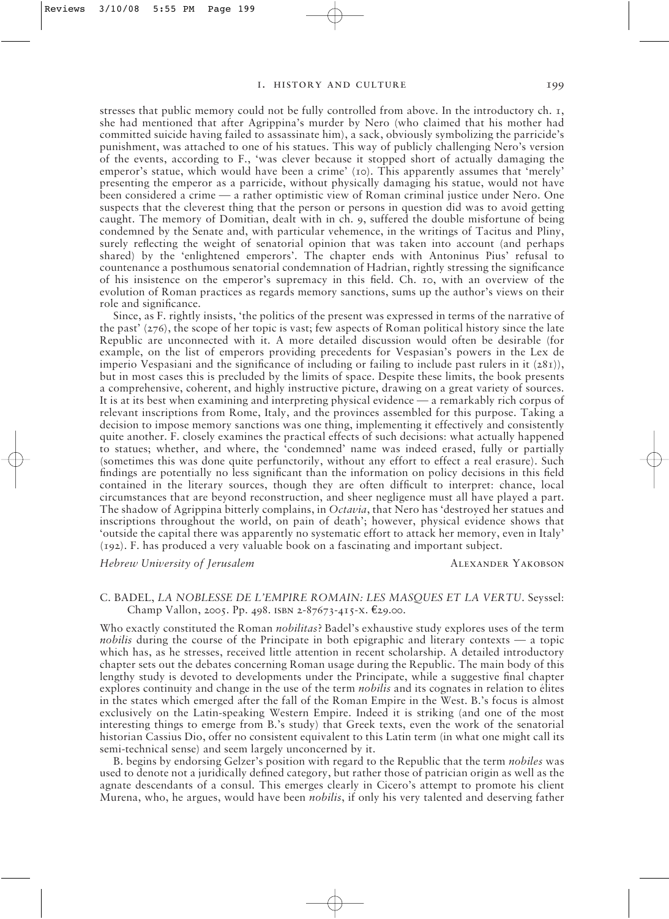stresses that public memory could not be fully controlled from above. In the introductory ch. 1, she had mentioned that after Agrippina's murder by Nero (who claimed that his mother had committed suicide having failed to assassinate him), a sack, obviously symbolizing the parricide's punishment, was attached to one of his statues. This way of publicly challenging Nero's version of the events, according to F., 'was clever because it stopped short of actually damaging the emperor's statue, which would have been a crime' (10). This apparently assumes that 'merely' presenting the emperor as a parricide, without physically damaging his statue, would not have been considered a crime — a rather optimistic view of Roman criminal justice under Nero. One suspects that the cleverest thing that the person or persons in question did was to avoid getting caught. The memory of Domitian, dealt with in ch. 9, suffered the double misfortune of being condemned by the Senate and, with particular vehemence, in the writings of Tacitus and Pliny, surely reflecting the weight of senatorial opinion that was taken into account (and perhaps shared) by the 'enlightened emperors'. The chapter ends with Antoninus Pius' refusal to countenance a posthumous senatorial condemnation of Hadrian, rightly stressing the significance of his insistence on the emperor's supremacy in this field. Ch. 10, with an overview of the evolution of Roman practices as regards memory sanctions, sums up the author's views on their role and significance.

Since, as F. rightly insists, 'the politics of the present was expressed in terms of the narrative of the past' (276), the scope of her topic is vast; few aspects of Roman political history since the late Republic are unconnected with it. A more detailed discussion would often be desirable (for example, on the list of emperors providing precedents for Vespasian's powers in the Lex de imperio Vespasiani and the significance of including or failing to include past rulers in it (281)), but in most cases this is precluded by the limits of space. Despite these limits, the book presents a comprehensive, coherent, and highly instructive picture, drawing on a great variety of sources. It is at its best when examining and interpreting physical evidence — a remarkably rich corpus of relevant inscriptions from Rome, Italy, and the provinces assembled for this purpose. Taking a decision to impose memory sanctions was one thing, implementing it effectively and consistently quite another. F. closely examines the practical effects of such decisions: what actually happened to statues; whether, and where, the 'condemned' name was indeed erased, fully or partially (sometimes this was done quite perfunctorily, without any effort to effect a real erasure). Such findings are potentially no less significant than the information on policy decisions in this field contained in the literary sources, though they are often difficult to interpret: chance, local circumstances that are beyond reconstruction, and sheer negligence must all have played a part. The shadow of Agrippina bitterly complains, in *Octavia*, that Nero has 'destroyed her statues and inscriptions throughout the world, on pain of death'; however, physical evidence shows that 'outside the capital there was apparently no systematic effort to attack her memory, even in Italy' (192). F. has produced a very valuable book on a fascinating and important subject.

*Hebrew University of Jerusalem* — ALEXANDER YAKOBSON

### C. BADEL, *LA NOBLESSE DE L'EMPIRE ROMAIN: LES MASQUES ET LA VERTU*. Seyssel: Champ Vallon, 2005. Pp. 498. ISBN 2-87673-415-X. €29.00.

Who exactly constituted the Roman *nobilitas*? Badel's exhaustive study explores uses of the term *nobilis* during the course of the Principate in both epigraphic and literary contexts — a topic which has, as he stresses, received little attention in recent scholarship. A detailed introductory chapter sets out the debates concerning Roman usage during the Republic. The main body of this lengthy study is devoted to developments under the Principate, while a suggestive final chapter explores continuity and change in the use of the term *nobilis* and its cognates in relation to élites in the states which emerged after the fall of the Roman Empire in the West. B.'s focus is almost exclusively on the Latin-speaking Western Empire. Indeed it is striking (and one of the most interesting things to emerge from B.'s study) that Greek texts, even the work of the senatorial historian Cassius Dio, offer no consistent equivalent to this Latin term (in what one might call its semi-technical sense) and seem largely unconcerned by it.

B. begins by endorsing Gelzer's position with regard to the Republic that the term *nobiles* was used to denote not a juridically defined category, but rather those of patrician origin as well as the agnate descendants of a consul. This emerges clearly in Cicero's attempt to promote his client Murena, who, he argues, would have been *nobilis*, if only his very talented and deserving father